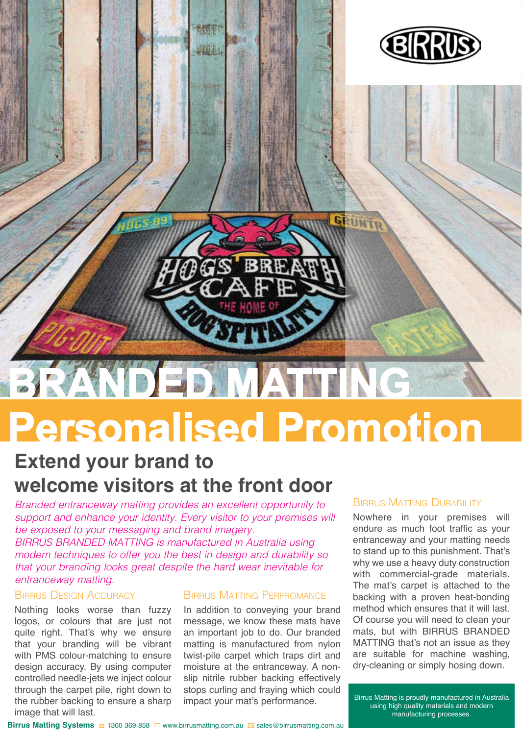# BRANDED MATTING

# Personalised Promotion

## Extend your brand to welcome visitors at the front door

*Branded entranceway matting provides an excellent opportunity to support and enhance your identity. Every visitor to your premises will be exposed to your messaging and brand imagery.*
*BIRRUS BRANDED MATTING is manufactured in Australia using modern techniques to offer you the best in design and durability so that your branding looks great despite the hard wear inevitable for entranceway matting.*

### Birrus Design Accuracy

Nothing looks worse than fuzzy logos, or colours that are just not quite right. That's why we ensure that your branding will be vibrant with PMS colour-matching to ensure design accuracy. By using computer controlled needle-jets we inject colour through the carpet pile, right down to the rubber backing to ensure a sharp image that will last.

### Birrus Matting Perfromance

In addition to conveying your brand message, we know these mats have an important job to do. Our branded matting is manufactured from nylon twist-pile carpet which traps dirt and moisture at the entranceway. A non-slip nitrile rubber backing effectively stops curling and fraying which could impact your mat's performance.

### Birrus Matting Durability

Nowhere in your premises will endure as much foot traffic as your entranceway and your matting needs to stand up to this punishment. That's why we use a heavy duty construction with commercial-grade materials. The mat's carpet is attached to the backing with a proven heat-bonding method which ensures that it will last. Of course you will need to clean your mats, but with BIRRUS BRANDED MATTING that's not an issue as they are suitable for machine washing, dry-cleaning or simply hosing down.

Birrus Matting is proudly manufactured in Australia using high quality materials and modern manufacturing processes.

**Birrus Matting Systems** 1300 369 858 www.birrusmatting.com.au sales@birrusmatting.com.au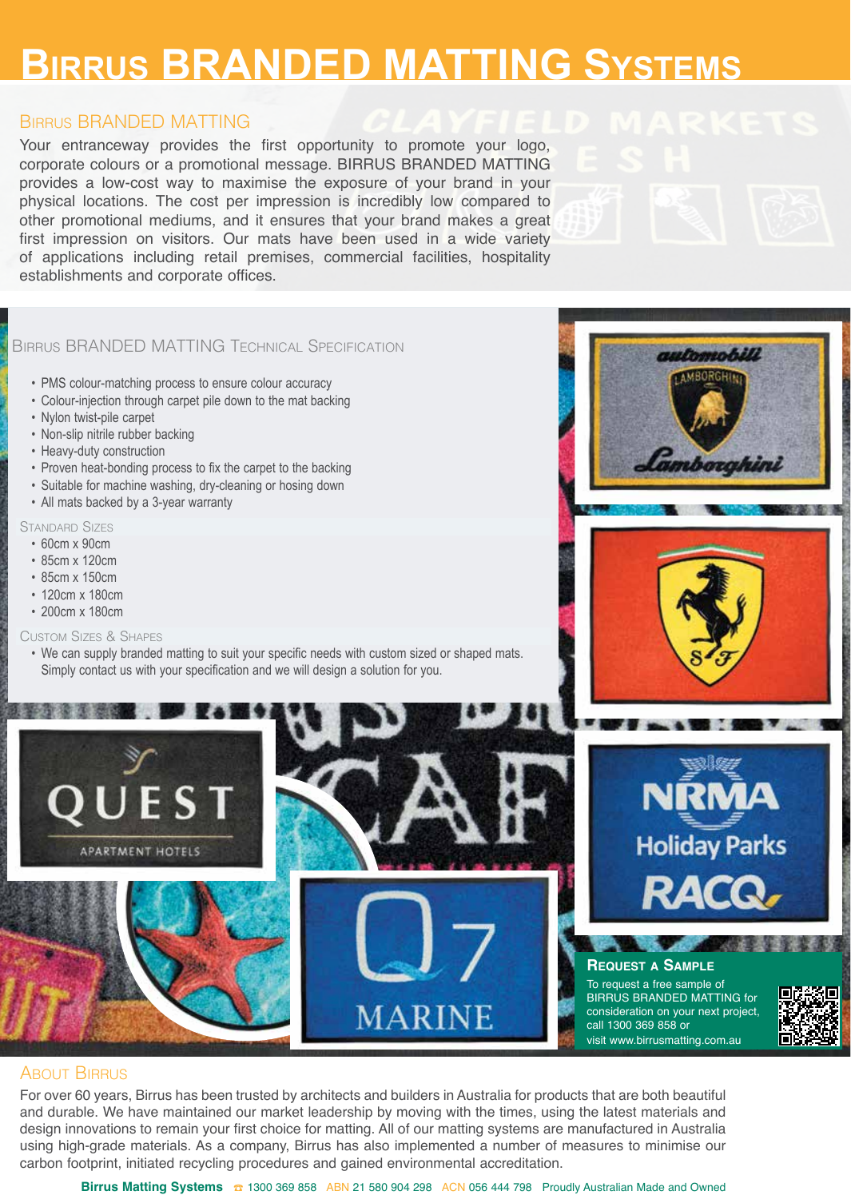# Birrus BRANDED MATTING Systems

## Birrus BRANDED MATTING

Your entranceway provides the first opportunity to promote your logo, corporate colours or a promotional message. BIRRUS BRANDED MATTING provides a low-cost way to maximise the exposure of your brand in your physical locations. The cost per impression is incredibly low compared to other promotional mediums, and it ensures that your brand makes a great first impression on visitors. Our mats have been used in a wide variety of applications including retail premises, commercial facilities, hospitality establishments and corporate offices.

## Birrus BRANDED MATTING Technical Specification

- PMS colour-matching process to ensure colour accuracy
- Colour-injection through carpet pile down to the mat backing
- Nylon twist-pile carpet
- Non-slip nitrile rubber backing
- Heavy-duty construction
- Proven heat-bonding process to fix the carpet to the backing
- Suitable for machine washing, dry-cleaning or hosing down
- All mats backed by a 3-year warranty

### Standard Sizes

- 60cm x 90cm
- 85cm x 120cm
- 85cm x 150cm
- 120cm x 180cm
- 200cm x 180cm

### Custom Sizes & Shapes

- We can supply branded matting to suit your specific needs with custom sized or shaped mats. Simply contact us with your specification and we will design a solution for you.

### Request a Sample

To request a free sample of BIRRUS BRANDED MATTING for consideration on your next project, call 1300 369 858 or visit www.birrusmatting.com.au

## About Birrus

For over 60 years, Birrus has been trusted by architects and builders in Australia for products that are both beautiful and durable. We have maintained our market leadership by moving with the times, using the latest materials and design innovations to remain your first choice for matting. All of our matting systems are manufactured in Australia using high-grade materials. As a company, Birrus has also implemented a number of measures to minimise our carbon footprint, initiated recycling procedures and gained environmental accreditation.

**Birrus Matting Systems** ☎ 1300 369 858 ABN 21 580 904 298 ACN 056 444 798 Proudly Australian Made and Owned